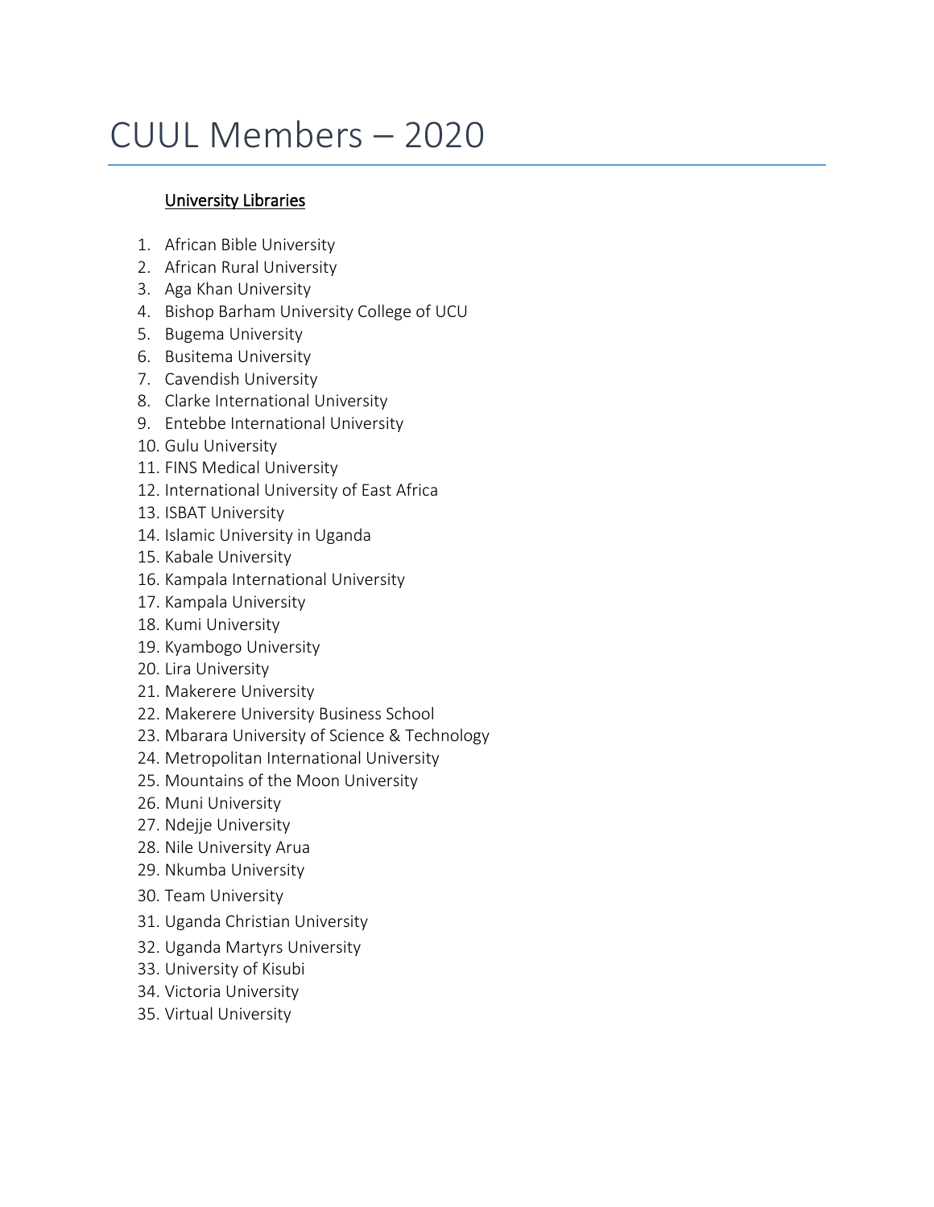# CUUL Members – 2020

University Libraries

1. African Bible University
2. African Rural University
3. Aga Khan University
4. Bishop Barham University College of UCU
5. Bugema University
6. Busitema University
7. Cavendish University
8. Clarke International University
9. Entebbe International University
10. Gulu University
11. FINS Medical University
12. International University of East Africa
13. ISBAT University
14. Islamic University in Uganda
15. Kabale University
16. Kampala International University
17. Kampala University
18. Kumi University
19. Kyambogo University
20. Lira University
21. Makerere University
22. Makerere University Business School
23. Mbarara University of Science & Technology
24. Metropolitan International University
25. Mountains of the Moon University
26. Muni University
27. Ndejje University
28. Nile University Arua
29. Nkumba University
30. Team University
31. Uganda Christian University
32. Uganda Martyrs University
33. University of Kisubi
34. Victoria University
35. Virtual University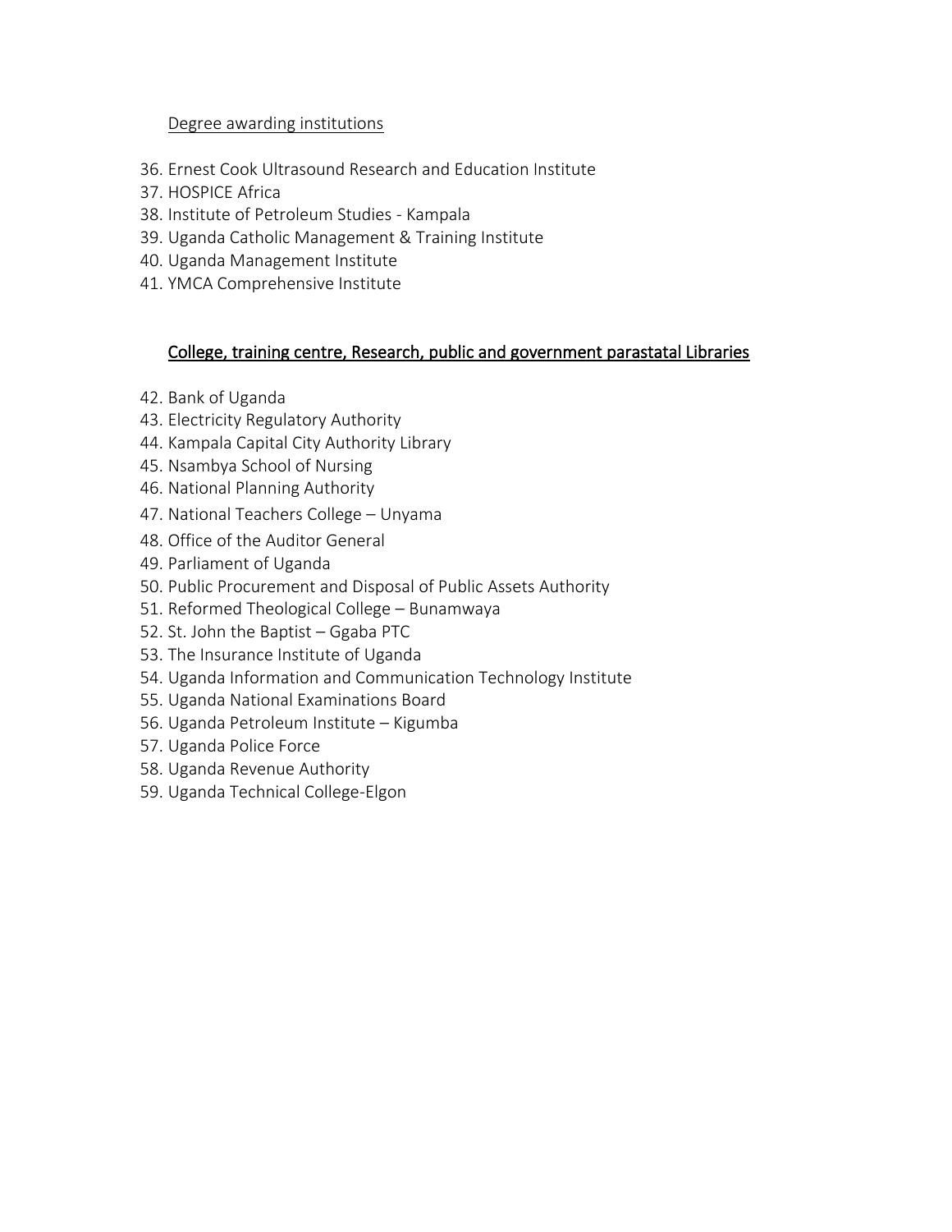<u>Degree awarding institutions</u>

36. Ernest Cook Ultrasound Research and Education Institute
37. HOSPICE Africa
38. Institute of Petroleum Studies - Kampala
39. Uganda Catholic Management & Training Institute
40. Uganda Management Institute
41. YMCA Comprehensive Institute

<u>College, training centre, Research, public and government parastatal Libraries</u>

42. Bank of Uganda
43. Electricity Regulatory Authority
44. Kampala Capital City Authority Library
45. Nsambya School of Nursing
46. National Planning Authority
47. National Teachers College – Unyama
48. Office of the Auditor General
49. Parliament of Uganda
50. Public Procurement and Disposal of Public Assets Authority
51. Reformed Theological College – Bunamwaya
52. St. John the Baptist – Ggaba PTC
53. The Insurance Institute of Uganda
54. Uganda Information and Communication Technology Institute
55. Uganda National Examinations Board
56. Uganda Petroleum Institute – Kigumba
57. Uganda Police Force
58. Uganda Revenue Authority
59. Uganda Technical College-Elgon